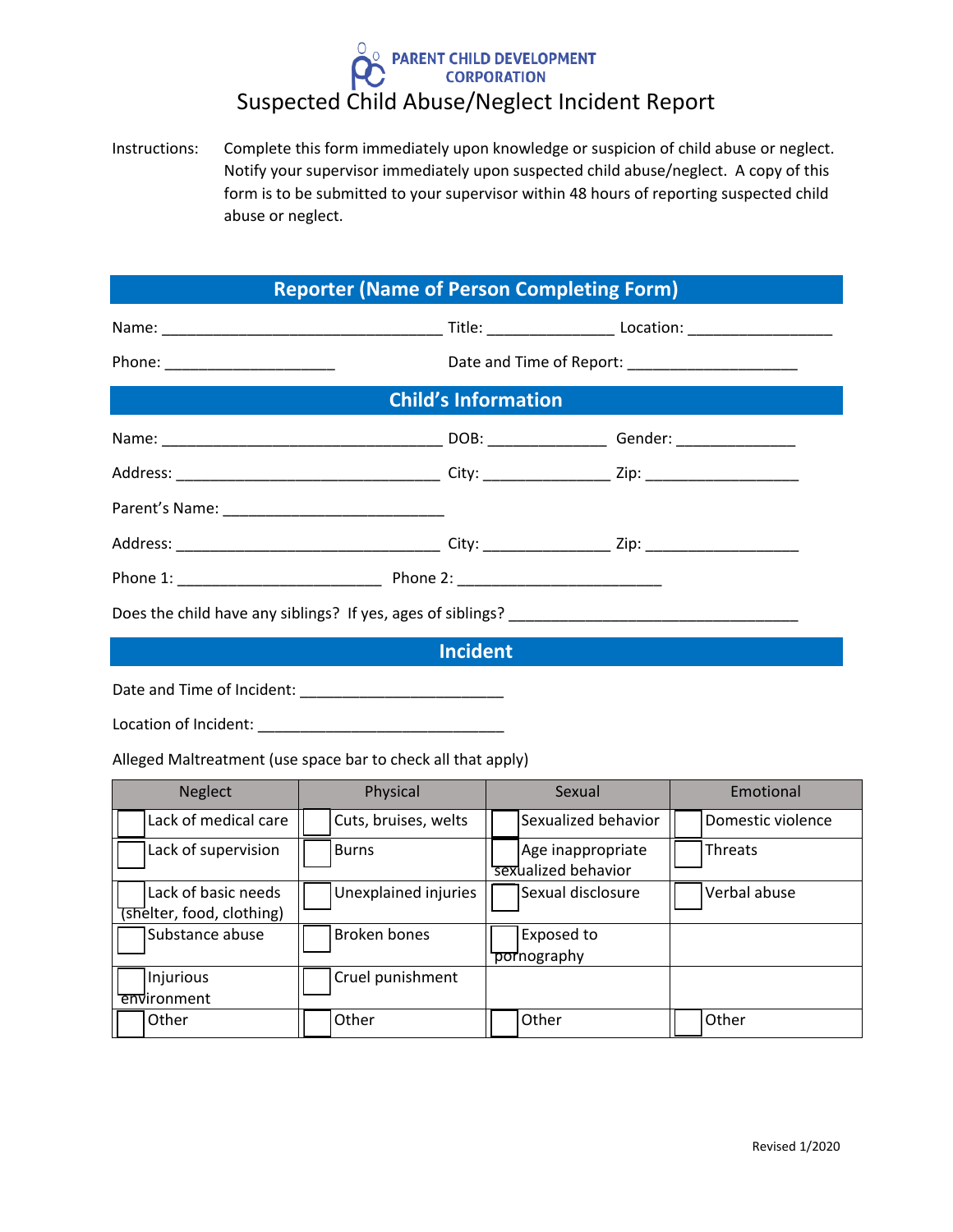PARENT CHILD DEVELOPMENT CORPORATION

# Suspected Child Abuse/Neglect Incident Report

Instructions: Complete this form immediately upon knowledge or suspicion of child abuse or neglect. Notify your supervisor immediately upon suspected child abuse/neglect. A copy of this form is to be submitted to your supervisor within 48 hours of reporting suspected child abuse or neglect.

## Reporter (Name of Person Completing Form)

Name: ________________________________ Title: ______________ Location: ________________

Phone: ____________________ Date and Time of Report: ____________________

## Child's Information

Name: ________________________________ DOB: _____________ Gender: _____________

Address: ______________________________ City: ______________ Zip: _________________

Parent's Name: _________________________

Address: ______________________________ City: ______________ Zip: _________________

Phone 1: _______________________ Phone 2: _______________________

Does the child have any siblings? If yes, ages of siblings? _________________________________

## Incident

Date and Time of Incident: _______________________

Location of Incident: ____________________________

Alleged Maltreatment (use space bar to check all that apply)

| Neglect | Physical | Sexual | Emotional |
|---|---|---|---|
| ☐ Lack of medical care | ☐ Cuts, bruises, welts | ☐ Sexualized behavior | ☐ Domestic violence |
| ☐ Lack of supervision | ☐ Burns | ☐ Age inappropriate sexualized behavior | ☐ Threats |
| ☐ Lack of basic needs (shelter, food, clothing) | ☐ Unexplained injuries | ☐ Sexual disclosure | ☐ Verbal abuse |
| ☐ Substance abuse | ☐ Broken bones | ☐ Exposed to pornography | |
| ☐ Injurious environment | ☐ Cruel punishment | | |
| ☐ Other | ☐ Other | ☐ Other | ☐ Other |

Revised 1/2020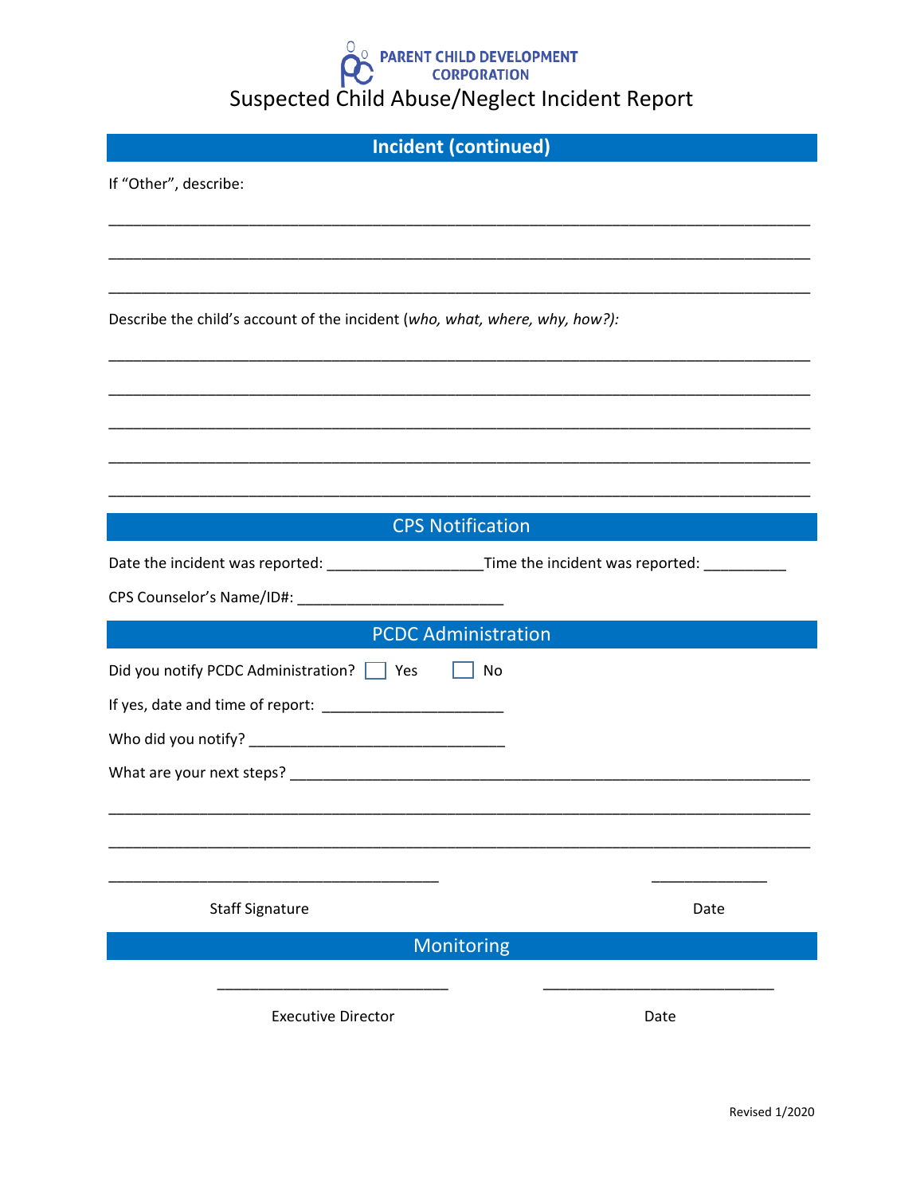PARENT CHILD DEVELOPMENT CORPORATION

# Suspected Child Abuse/Neglect Incident Report

## Incident (continued)

If "Other", describe:

______________________________________________________________________________

______________________________________________________________________________

______________________________________________________________________________

Describe the child's account of the incident (*who, what, where, why, how?):*

______________________________________________________________________________

______________________________________________________________________________

______________________________________________________________________________

______________________________________________________________________________

______________________________________________________________________________

## CPS Notification

Date the incident was reported: __________________Time the incident was reported: __________

CPS Counselor's Name/ID#: _________________________

## PCDC Administration

Did you notify PCDC Administration? ☐ Yes ☐ No

If yes, date and time of report: ______________________

Who did you notify? _______________________________

What are your next steps? _________________________________________________________

______________________________________________________________________________

______________________________________________________________________________

________________________________________ ______________

Staff Signature Date

## Monitoring

____________________________ ____________________________

Executive Director Date

Revised 1/2020